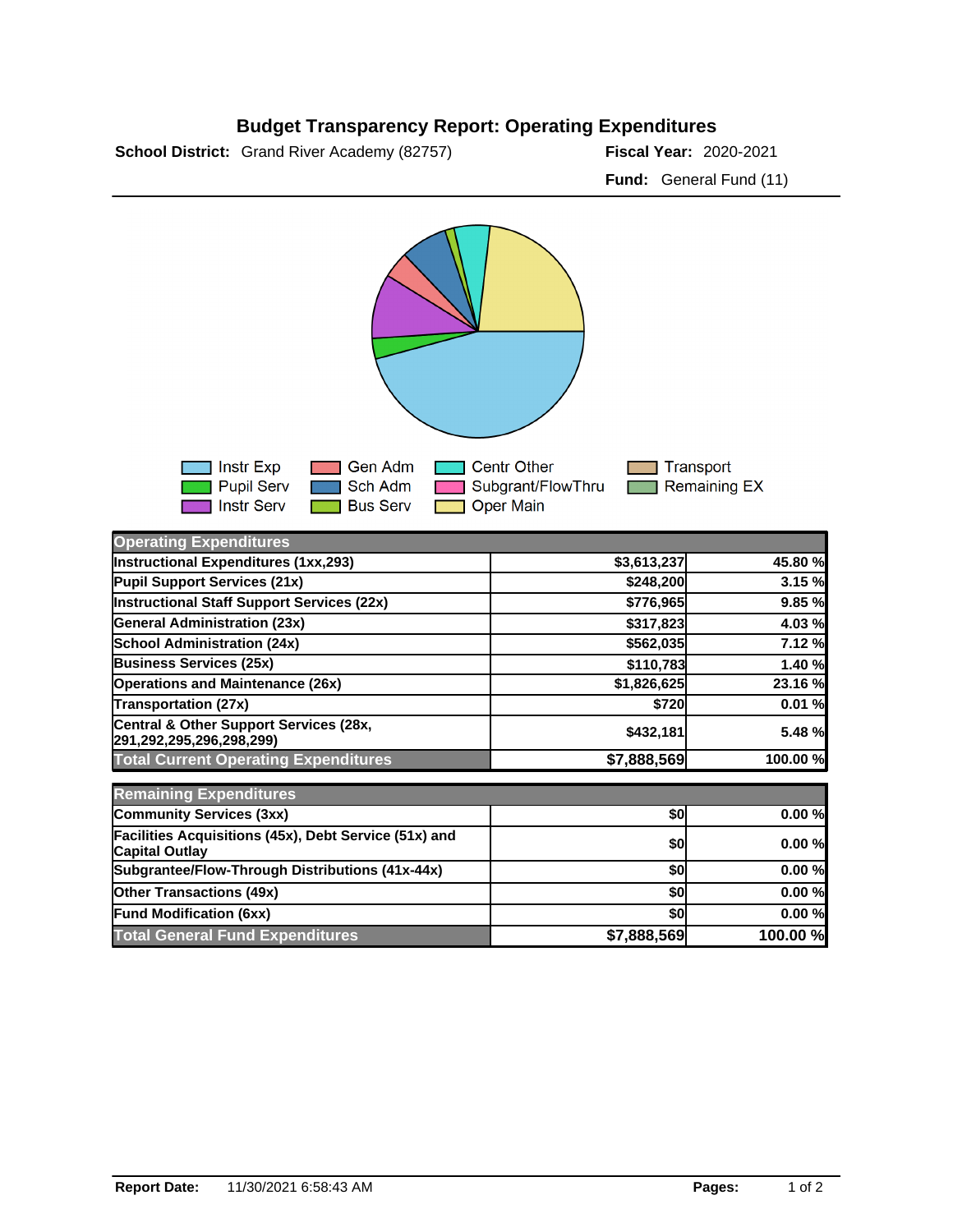# Budget Transparency Report: Operating Expenditures

**School District:** Grand River Academy (82757)

**Fiscal Year:** 2020-2021

**Fund:** General Fund (11)

Instr Exp | Pupil Serv | Instr Serv | Gen Adm | Sch Adm | Bus Serv | Centr Other | Subgrant/FlowThru | Oper Main | Transport | Remaining EX

| Operating Expenditures | | |
|---|---|---|
| Instructional Expenditures (1xx,293) | $3,613,237 | 45.80 % |
| Pupil Support Services (21x) | $248,200 | 3.15 % |
| Instructional Staff Support Services (22x) | $776,965 | 9.85 % |
| General Administration (23x) | $317,823 | 4.03 % |
| School Administration (24x) | $562,035 | 7.12 % |
| Business Services (25x) | $110,783 | 1.40 % |
| Operations and Maintenance (26x) | $1,826,625 | 23.16 % |
| Transportation (27x) | $720 | 0.01 % |
| Central & Other Support Services (28x, 291,292,295,296,298,299) | $432,181 | 5.48 % |
| Total Current Operating Expenditures | $7,888,569 | 100.00 % |

| Remaining Expenditures | | |
|---|---|---|
| Community Services (3xx) | $0 | 0.00 % |
| Facilities Acquisitions (45x), Debt Service (51x) and Capital Outlay | $0 | 0.00 % |
| Subgrantee/Flow-Through Distributions (41x-44x) | $0 | 0.00 % |
| Other Transactions (49x) | $0 | 0.00 % |
| Fund Modification (6xx) | $0 | 0.00 % |
| Total General Fund Expenditures | $7,888,569 | 100.00 % |

**Report Date:** 11/30/2021 6:58:43 AM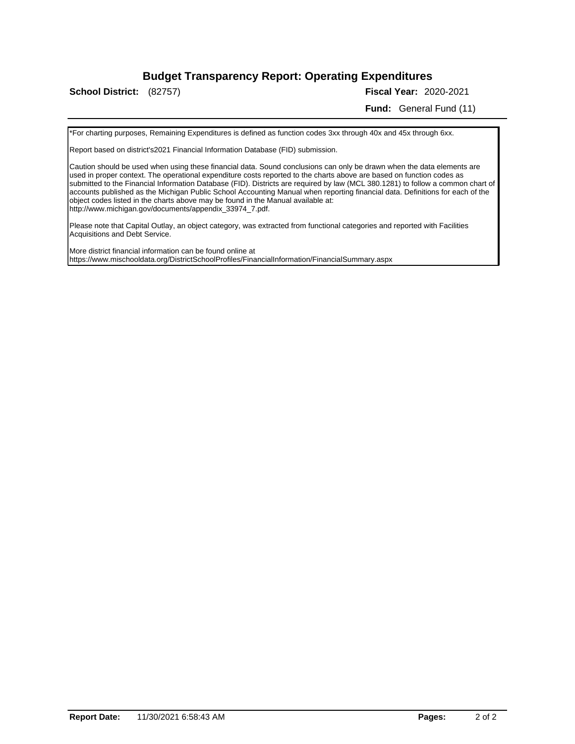# Budget Transparency Report: Operating Expenditures

**School District:** (82757) **Fiscal Year:** 2020-2021

**Fund:** General Fund (11)

*For charting purposes, Remaining Expenditures is defined as function codes 3xx through 40x and 45x through 6xx.

Report based on district's2021 Financial Information Database (FID) submission.

Caution should be used when using these financial data. Sound conclusions can only be drawn when the data elements are used in proper context. The operational expenditure costs reported to the charts above are based on function codes as submitted to the Financial Information Database (FID). Districts are required by law (MCL 380.1281) to follow a common chart of accounts published as the Michigan Public School Accounting Manual when reporting financial data. Definitions for each of the object codes listed in the charts above may be found in the Manual available at: http://www.michigan.gov/documents/appendix_33974_7.pdf.

Please note that Capital Outlay, an object category, was extracted from functional categories and reported with Facilities Acquisitions and Debt Service.

More district financial information can be found online at https://www.mischooldata.org/DistrictSchoolProfiles/FinancialInformation/FinancialSummary.aspx

**Report Date:** 11/30/2021 6:58:43 AM